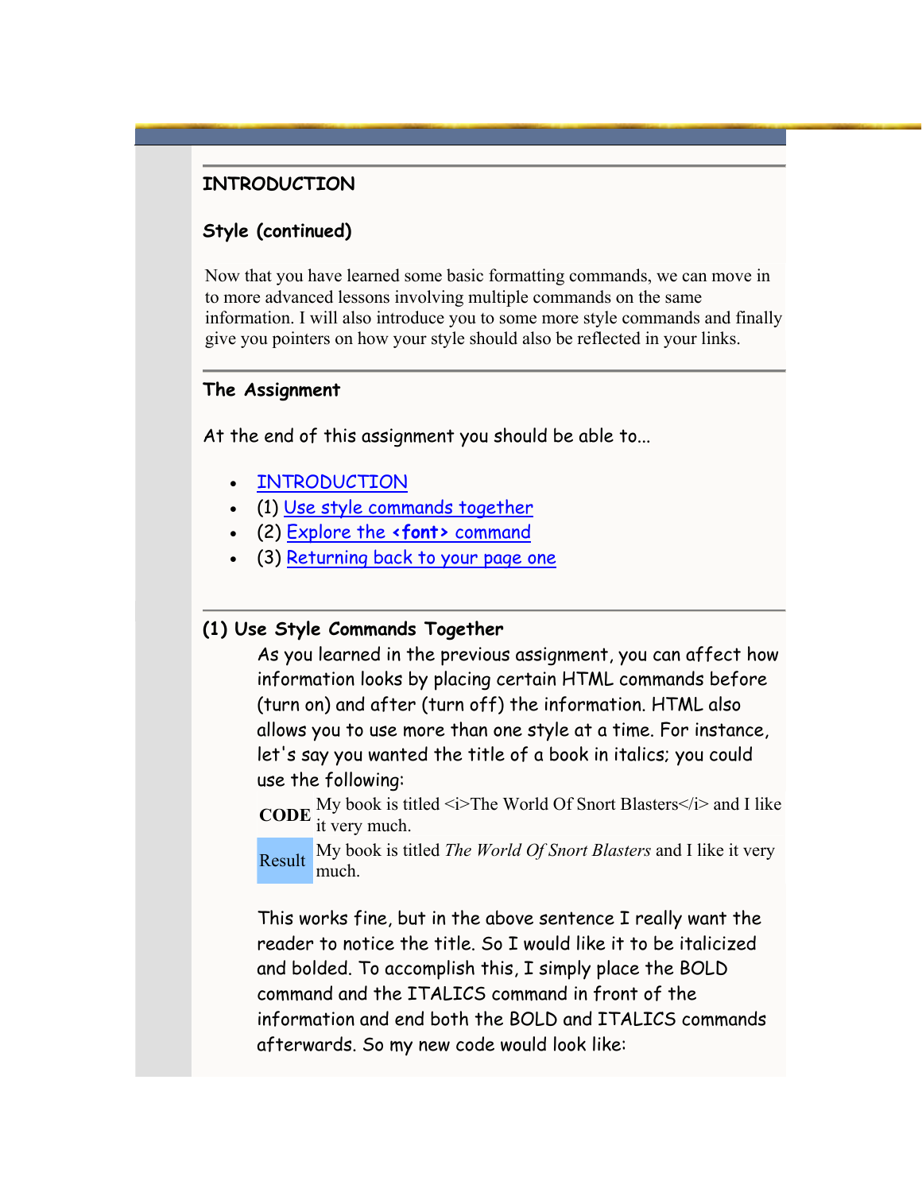## INTRODUCTION

### Style (continued)

Now that you have learned some basic formatting commands, we can move in to more advanced lessons involving multiple commands on the same information. I will also introduce you to some more style commands and finally give you pointers on how your style should also be reflected in your links.

---

### The Assignment

At the end of this assignment you should be able to...

- INTRODUCTION
- (1) Use style commands together
- (2) Explore the **<font>** command
- (3) Returning back to your page one

---

### (1) Use Style Commands Together

As you learned in the previous assignment, you can affect how information looks by placing certain HTML commands before (turn on) and after (turn off) the information. HTML also allows you to use more than one style at a time. For instance, let's say you wanted the title of a book in italics; you could use the following:

| | |
|---|---|
| **CODE** | My book is titled <i>The World Of Snort Blasters</i> and I like it very much. |
| Result | My book is titled *The World Of Snort Blasters* and I like it very much. |

This works fine, but in the above sentence I really want the reader to notice the title. So I would like it to be italicized and bolded. To accomplish this, I simply place the BOLD command and the ITALICS command in front of the information and end both the BOLD and ITALICS commands afterwards. So my new code would look like: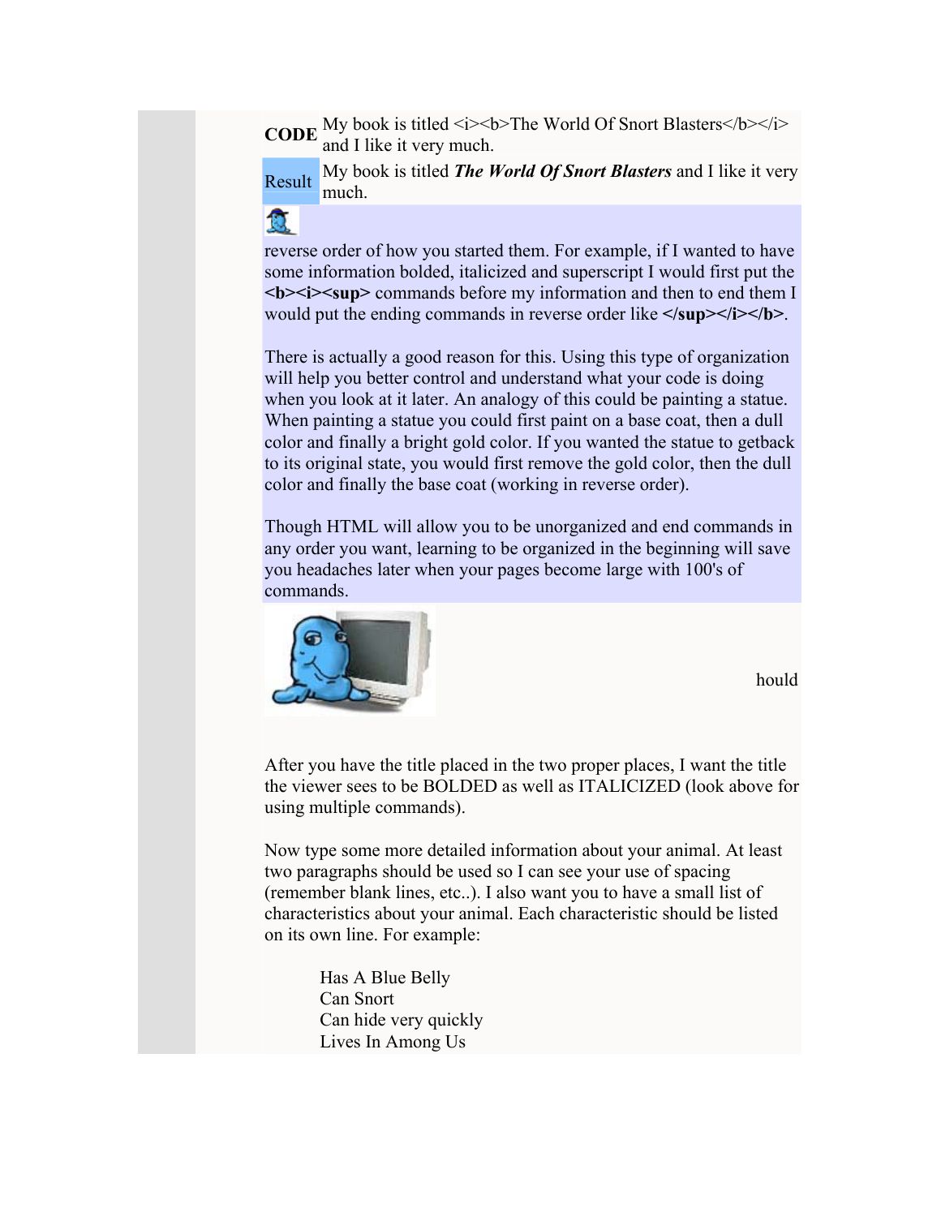| | |
|---|---|
| **CODE** | My book is titled <i><b>The World Of Snort Blasters</b></i> and I like it very much. |
| Result | My book is titled ***The World Of Snort Blasters*** and I like it very much. |

reverse order of how you started them. For example, if I wanted to have some information bolded, italicized and superscript I would first put the **<b><i><sup>** commands before my information and then to end them I would put the ending commands in reverse order like **</sup></i></b>**.

There is actually a good reason for this. Using this type of organization will help you better control and understand what your code is doing when you look at it later. An analogy of this could be painting a statue. When painting a statue you could first paint on a base coat, then a dull color and finally a bright gold color. If you wanted the statue to getback to its original state, you would first remove the gold color, then the dull color and finally the base coat (working in reverse order).

Though HTML will allow you to be unorganized and end commands in any order you want, learning to be organized in the beginning will save you headaches later when your pages become large with 100's of commands.

hould

After you have the title placed in the two proper places, I want the title the viewer sees to be BOLDED as well as ITALICIZED (look above for using multiple commands).

Now type some more detailed information about your animal. At least two paragraphs should be used so I can see your use of spacing (remember blank lines, etc..). I also want you to have a small list of characteristics about your animal. Each characteristic should be listed on its own line. For example:

> Has A Blue Belly
> Can Snort
> Can hide very quickly
> Lives In Among Us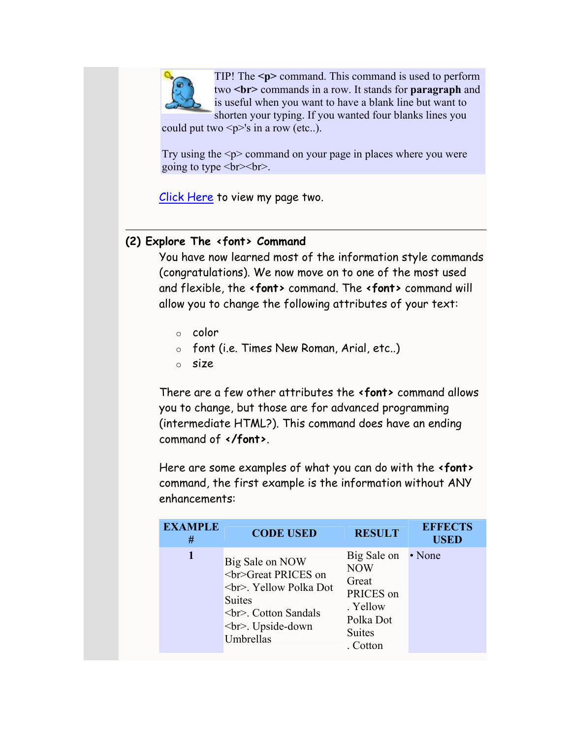TIP! The **<p>** command. This command is used to perform two **<br>** commands in a row. It stands for **paragraph** and is useful when you want to have a blank line but want to shorten your typing. If you wanted four blanks lines you could put two <p>'s in a row (etc..).

Try using the <p> command on your page in places where you were going to type <br><br>.

Click Here to view my page two.

---

## (2) Explore The <font> Command

You have now learned most of the information style commands (congratulations). We now move on to one of the most used and flexible, the **<font>** command. The **<font>** command will allow you to change the following attributes of your text:

- color
- font (i.e. Times New Roman, Arial, etc..)
- size

There are a few other attributes the **<font>** command allows you to change, but those are for advanced programming (intermediate HTML?). This command does have an ending command of **</font>**.

Here are some examples of what you can do with the **<font>** command, the first example is the information without ANY enhancements:

| EXAMPLE # | CODE USED | RESULT | EFFECTS USED |
|---|---|---|---|
| 1 | Big Sale on NOW <br>Great PRICES on <br>. Yellow Polka Dot Suites <br>. Cotton Sandals <br>. Upside-down Umbrellas | Big Sale on NOW Great PRICES on . Yellow Polka Dot Suites . Cotton | • None |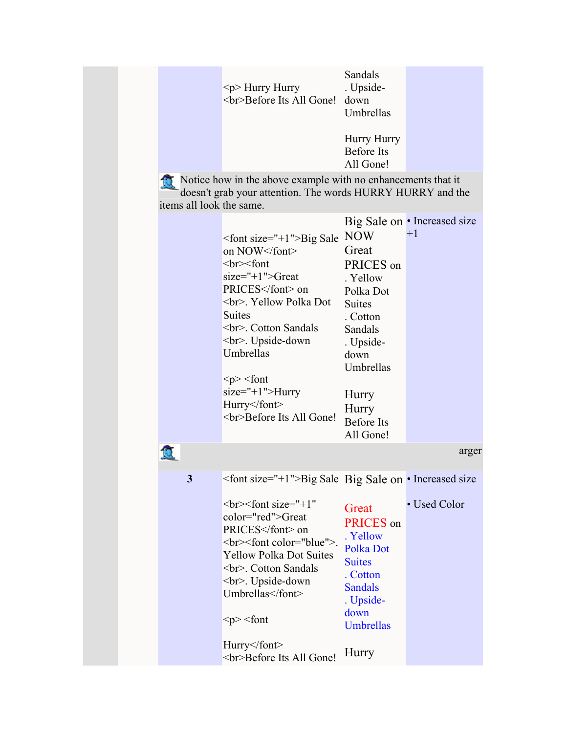| | Code | Result | Enhancements |
|---|---|---|---|
| | `<p>` Hurry Hurry `<br>`Before Its All Gone! | Sandals . Upside-down Umbrellas<br><br>Hurry Hurry Before Its All Gone! | |

Notice how in the above example with no enhancements that it doesn't grab your attention. The words HURRY HURRY and the items all look the same.

| | Code | Result | Enhancements |
|---|---|---|---|
| | `<font size="+1">`Big Sale on NOW`</font>` `<br><font size="+1">`Great PRICES`</font>` on `<br>`. Yellow Polka Dot Suites `<br>`. Cotton Sandals `<br>`. Upside-down Umbrellas<br><br>`<p> <font size="+1">`Hurry Hurry`</font>` `<br>`Before Its All Gone! | Big Sale on NOW Great PRICES on . Yellow Polka Dot Suites . Cotton Sandals . Upside-down Umbrellas<br><br>Hurry Hurry Before Its All Gone! | • Increased size +1 |

arger

| | Code | Result | Enhancements |
|---|---|---|---|
| **3** | `<font size="+1">`Big Sale<br><br>`<br><font size="+1" color="red">`Great PRICES`</font>` on `<br><font color="blue">`. Yellow Polka Dot Suites `<br>`. Cotton Sandals `<br>`. Upside-down Umbrellas`</font>`<br><br>`<p> <font`<br><br>Hurry`</font>` `<br>`Before Its All Gone! | Big Sale on<br><br>Great PRICES on . Yellow Polka Dot Suites . Cotton Sandals . Upside-down Umbrellas<br><br>Hurry | • Increased size<br><br>• Used Color |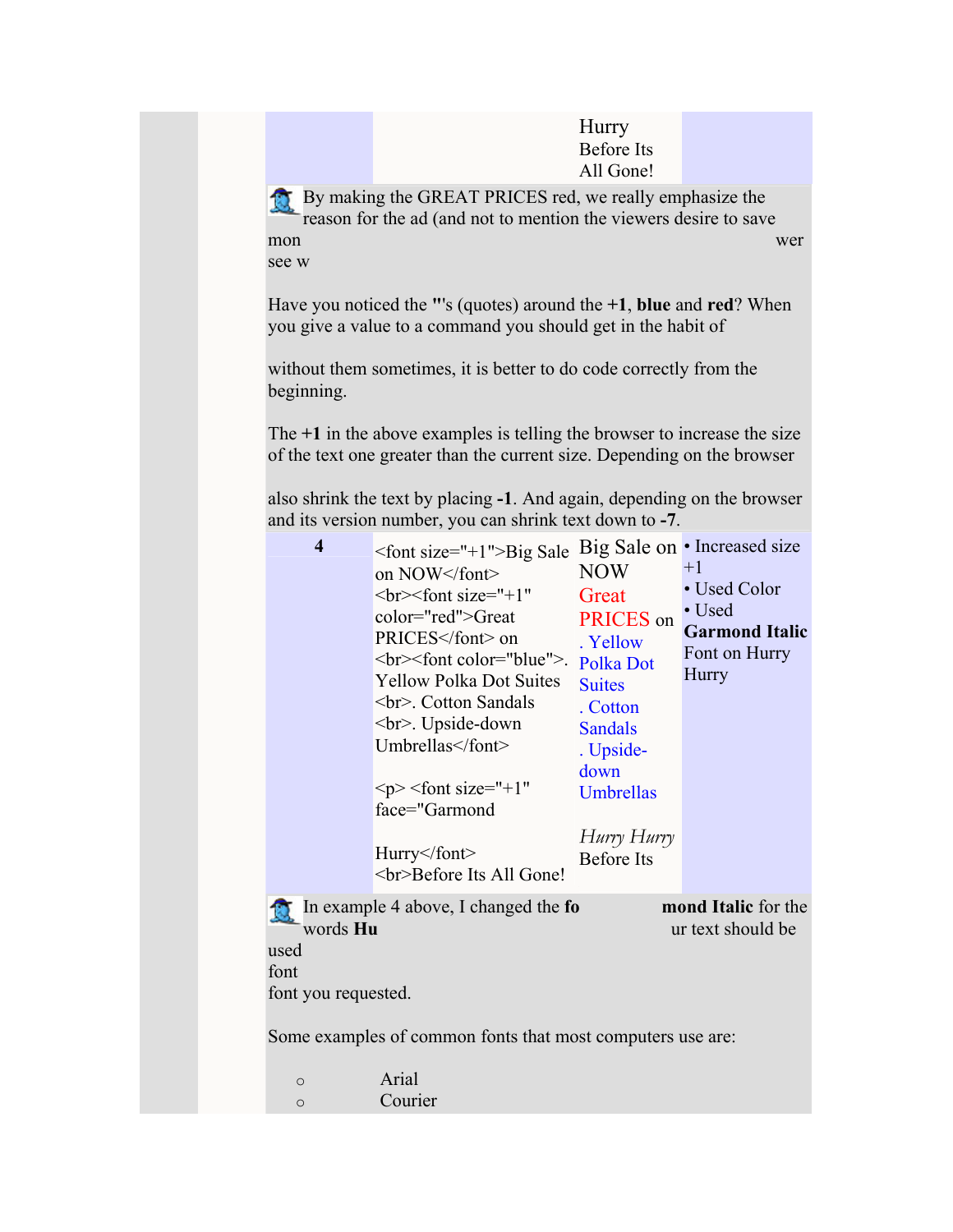| | | Hurry Before Its All Gone! | |
|---|---|---|---|

By making the GREAT PRICES red, we really emphasize the reason for the ad (and not to mention the viewers desire to save mon wer see w

Have you noticed the **"**'s (quotes) around the **+1**, **blue** and **red**? When you give a value to a command you should get in the habit of

without them sometimes, it is better to do code correctly from the beginning.

The **+1** in the above examples is telling the browser to increase the size of the text one greater than the current size. Depending on the browser

also shrink the text by placing **-1**. And again, depending on the browser and its version number, you can shrink text down to **-7**.

| **4** | `<font size="+1">Big Sale on NOW</font>`<br>`<br><font size="+1" color="red">Great PRICES</font> on`<br>`<br><font color="blue">. Yellow Polka Dot Suites`<br>`<br>. Cotton Sandals`<br>`<br>. Upside-down Umbrellas</font>`<br><br>`<p> <font size="+1" face="Garmond`<br><br>`Hurry</font>`<br>`<br>Before Its All Gone!` | Big Sale on NOW<br>Great PRICES on<br>. Yellow Polka Dot Suites<br>. Cotton Sandals<br>. Upside-down Umbrellas<br><br>*Hurry Hurry*<br>Before Its | • Increased size +1<br>• Used Color<br>• Used **Garmond Italic** Font on Hurry Hurry |
|---|---|---|---|

In example 4 above, I changed the **fo** **mond Italic** for the words **Hu** ur text should be used font font you requested.

Some examples of common fonts that most computers use are:

- Arial
- Courier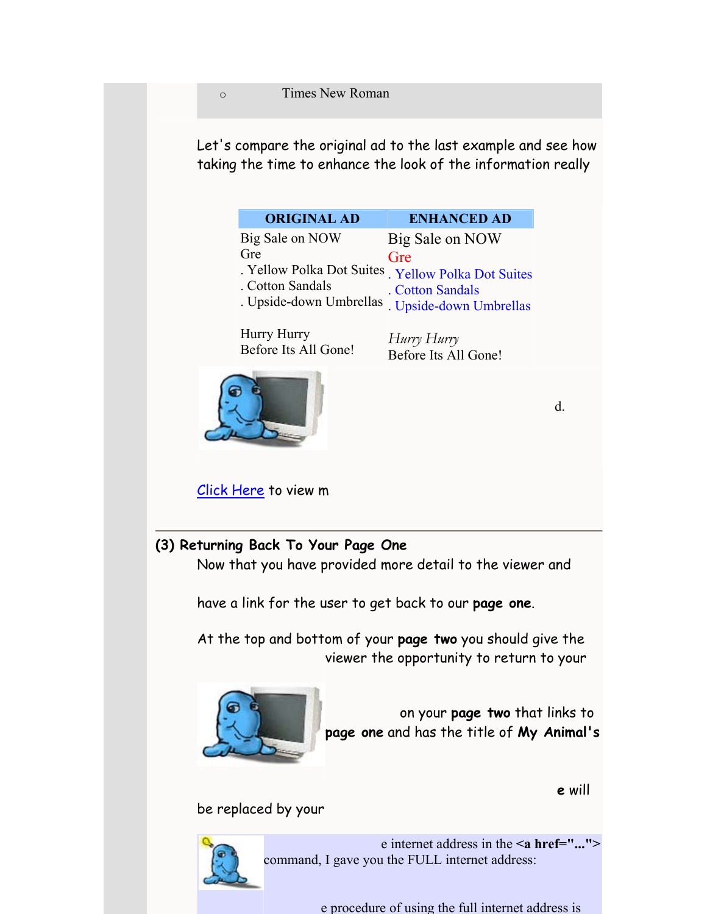- Times New Roman

Let's compare the original ad to the last example and see how taking the time to enhance the look of the information really

| ORIGINAL AD | ENHANCED AD |
| --- | --- |
| Big Sale on NOW<br>Gre<br>. Yellow Polka Dot Suites<br>. Cotton Sandals<br>. Upside-down Umbrellas<br><br>Hurry Hurry<br>Before Its All Gone! | Big Sale on NOW<br>Gre<br>. Yellow Polka Dot Suites<br>. Cotton Sandals<br>. Upside-down Umbrellas<br><br>*Hurry Hurry*<br>Before Its All Gone! |

d.

Click Here to view m

---

**(3) Returning Back To Your Page One**

Now that you have provided more detail to the viewer and

have a link for the user to get back to our **page one**.

At the top and bottom of your **page two** you should give the viewer the opportunity to return to your

on your **page two** that links to **page one** and has the title of **My Animal's**

**e** will be replaced by your

e internet address in the **<a href="...">** command, I gave you the FULL internet address:

e procedure of using the full internet address is